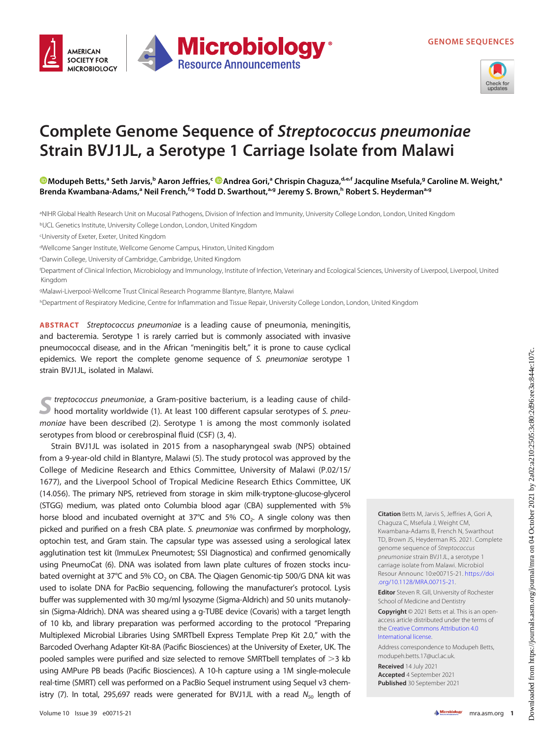GENOME SEQUENCES

# Complete Genome Sequence of *Streptococcus pneumoniae* Strain BVJ1JL, a Serotype 1 Carriage Isolate from Malawi

**Modupeh Betts,[a] Seth Jarvis,[b] Aaron Jeffries,[c] Andrea Gori,[a] Chrispin Chaguza,[d,e,f] Jacquline Msefula,[g] Caroline M. Weight,[a] Brenda Kwambana-Adams,[a] Neil French,[f,g] Todd D. Swarthout,[a,g] Jeremy S. Brown,[h] Robert S. Heyderman[a,g]**

[a]NIHR Global Health Research Unit on Mucosal Pathogens, Division of Infection and Immunity, University College London, London, United Kingdom
[b]UCL Genetics Institute, University College London, London, United Kingdom
[c]University of Exeter, Exeter, United Kingdom
[d]Wellcome Sanger Institute, Wellcome Genome Campus, Hinxton, United Kingdom
[e]Darwin College, University of Cambridge, Cambridge, United Kingdom
[f]Department of Clinical Infection, Microbiology and Immunology, Institute of Infection, Veterinary and Ecological Sciences, University of Liverpool, Liverpool, United Kingdom
[g]Malawi-Liverpool-Wellcome Trust Clinical Research Programme Blantyre, Blantyre, Malawi
[h]Department of Respiratory Medicine, Centre for Inflammation and Tissue Repair, University College London, London, United Kingdom

**ABSTRACT** *Streptococcus pneumoniae* is a leading cause of pneumonia, meningitis, and bacteremia. Serotype 1 is rarely carried but is commonly associated with invasive pneumococcal disease, and in the African "meningitis belt," it is prone to cause cyclical epidemics. We report the complete genome sequence of *S. pneumoniae* serotype 1 strain BVJ1JL, isolated in Malawi.

*Streptococcus pneumoniae*, a Gram-positive bacterium, is a leading cause of childhood mortality worldwide (1). At least 100 different capsular serotypes of *S. pneumoniae* have been described (2). Serotype 1 is among the most commonly isolated serotypes from blood or cerebrospinal fluid (CSF) (3, 4).

Strain BVJ1JL was isolated in 2015 from a nasopharyngeal swab (NPS) obtained from a 9-year-old child in Blantyre, Malawi (5). The study protocol was approved by the College of Medicine Research and Ethics Committee, University of Malawi (P.02/15/1677), and the Liverpool School of Tropical Medicine Research Ethics Committee, UK (14.056). The primary NPS, retrieved from storage in skim milk-tryptone-glucose-glycerol (STGG) medium, was plated onto Columbia blood agar (CBA) supplemented with 5% horse blood and incubated overnight at 37°C and 5% $CO_2$. A single colony was then picked and purified on a fresh CBA plate. *S. pneumoniae* was confirmed by morphology, optochin test, and Gram stain. The capsular type was assessed using a serological latex agglutination test kit (ImmuLex Pneumotest; SSI Diagnostica) and confirmed genomically using PneumoCat (6). DNA was isolated from lawn plate cultures of frozen stocks incubated overnight at 37°C and 5% $CO_2$ on CBA. The Qiagen Genomic-tip 500/G DNA kit was used to isolate DNA for PacBio sequencing, following the manufacturer's protocol. Lysis buffer was supplemented with 30 mg/ml lysozyme (Sigma-Aldrich) and 50 units mutanolysin (Sigma-Aldrich). DNA was sheared using a g-TUBE device (Covaris) with a target length of 10 kb, and library preparation was performed according to the protocol "Preparing Multiplexed Microbial Libraries Using SMRTbell Express Template Prep Kit 2.0," with the Barcoded Overhang Adapter Kit-8A (Pacific Biosciences) at the University of Exeter, UK. The pooled samples were purified and size selected to remove SMRTbell templates of >3 kb using AMPure PB beads (Pacific Biosciences). A 10-h capture using a 1M single-molecule real-time (SMRT) cell was performed on a PacBio Sequel instrument using Sequel v3 chemistry (7). In total, 295,697 reads were generated for BVJ1JL with a read $N_{50}$ length of

**Citation** Betts M, Jarvis S, Jeffries A, Gori A, Chaguza C, Msefula J, Weight CM, Kwambana-Adams B, French N, Swarthout TD, Brown JS, Heyderman RS. 2021. Complete genome sequence of *Streptococcus pneumoniae* strain BVJ1JL, a serotype 1 carriage isolate from Malawi. Microbiol Resour Announc 10:e00715-21. https://doi.org/10.1128/MRA.00715-21.

**Editor** Steven R. Gill, University of Rochester School of Medicine and Dentistry

**Copyright** © 2021 Betts et al. This is an open-access article distributed under the terms of the Creative Commons Attribution 4.0 International license.

Address correspondence to Modupeh Betts, modupeh.betts.17@ucl.ac.uk.

**Received** 14 July 2021
**Accepted** 4 September 2021
**Published** 30 September 2021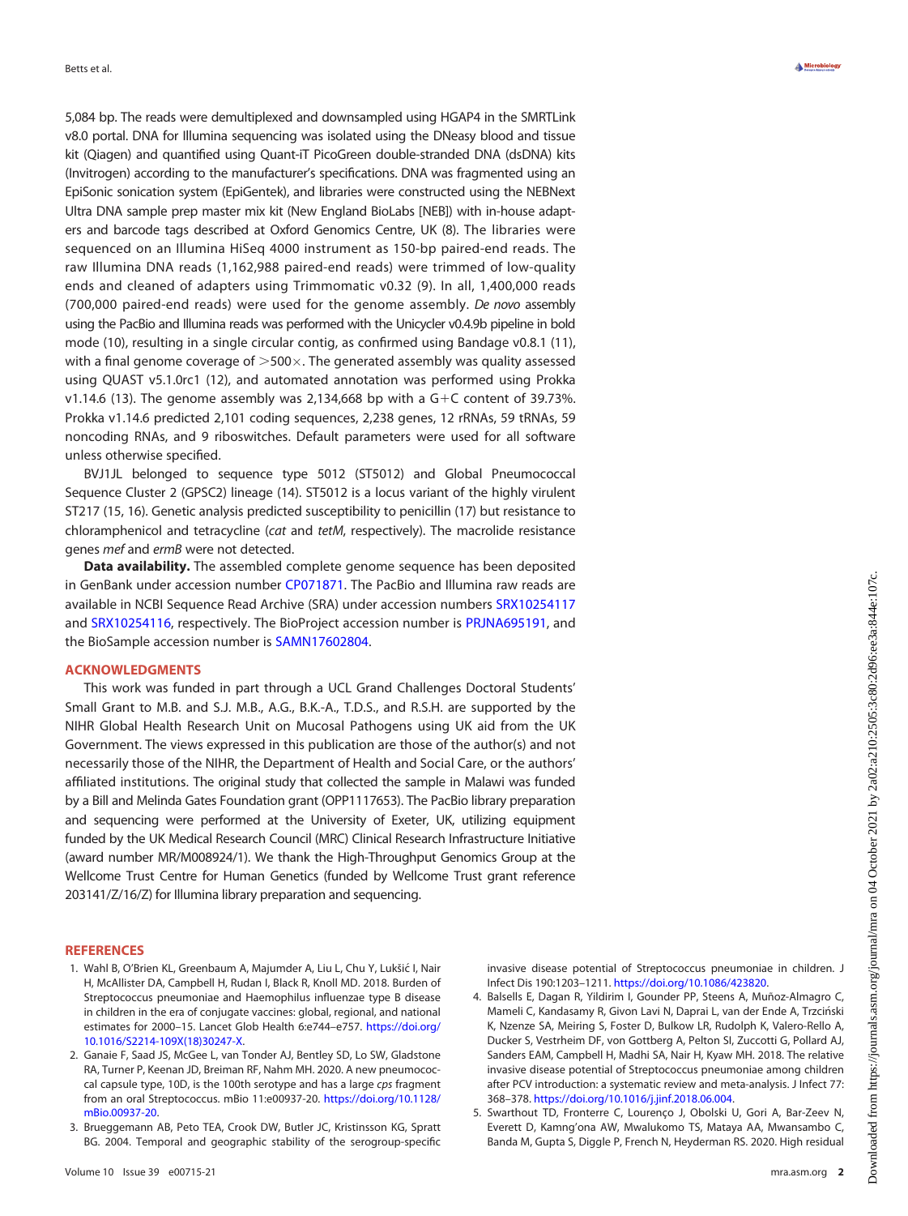5,084 bp. The reads were demultiplexed and downsampled using HGAP4 in the SMRTLink v8.0 portal. DNA for Illumina sequencing was isolated using the DNeasy blood and tissue kit (Qiagen) and quantified using Quant-iT PicoGreen double-stranded DNA (dsDNA) kits (Invitrogen) according to the manufacturer's specifications. DNA was fragmented using an EpiSonic sonication system (EpiGentek), and libraries were constructed using the NEBNext Ultra DNA sample prep master mix kit (New England BioLabs [NEB]) with in-house adapters and barcode tags described at Oxford Genomics Centre, UK (8). The libraries were sequenced on an Illumina HiSeq 4000 instrument as 150-bp paired-end reads. The raw Illumina DNA reads (1,162,988 paired-end reads) were trimmed of low-quality ends and cleaned of adapters using Trimmomatic v0.32 (9). In all, 1,400,000 reads (700,000 paired-end reads) were used for the genome assembly. *De novo* assembly using the PacBio and Illumina reads was performed with the Unicycler v0.4.9b pipeline in bold mode (10), resulting in a single circular contig, as confirmed using Bandage v0.8.1 (11), with a final genome coverage of >500×. The generated assembly was quality assessed using QUAST v5.1.0rc1 (12), and automated annotation was performed using Prokka v1.14.6 (13). The genome assembly was 2,134,668 bp with a G+C content of 39.73%. Prokka v1.14.6 predicted 2,101 coding sequences, 2,238 genes, 12 rRNAs, 59 tRNAs, 59 noncoding RNAs, and 9 riboswitches. Default parameters were used for all software unless otherwise specified.

BVJ1JL belonged to sequence type 5012 (ST5012) and Global Pneumococcal Sequence Cluster 2 (GPSC2) lineage (14). ST5012 is a locus variant of the highly virulent ST217 (15, 16). Genetic analysis predicted susceptibility to penicillin (17) but resistance to chloramphenicol and tetracycline (*cat* and *tetM*, respectively). The macrolide resistance genes *mef* and *ermB* were not detected.

**Data availability.** The assembled complete genome sequence has been deposited in GenBank under accession number CP071871. The PacBio and Illumina raw reads are available in NCBI Sequence Read Archive (SRA) under accession numbers SRX10254117 and SRX10254116, respectively. The BioProject accession number is PRJNA695191, and the BioSample accession number is SAMN17602804.

## ACKNOWLEDGMENTS

This work was funded in part through a UCL Grand Challenges Doctoral Students' Small Grant to M.B. and S.J. M.B., A.G., B.K.-A., T.D.S., and R.S.H. are supported by the NIHR Global Health Research Unit on Mucosal Pathogens using UK aid from the UK Government. The views expressed in this publication are those of the author(s) and not necessarily those of the NIHR, the Department of Health and Social Care, or the authors' affiliated institutions. The original study that collected the sample in Malawi was funded by a Bill and Melinda Gates Foundation grant (OPP1117653). The PacBio library preparation and sequencing were performed at the University of Exeter, UK, utilizing equipment funded by the UK Medical Research Council (MRC) Clinical Research Infrastructure Initiative (award number MR/M008924/1). We thank the High-Throughput Genomics Group at the Wellcome Trust Centre for Human Genetics (funded by Wellcome Trust grant reference 203141/Z/16/Z) for Illumina library preparation and sequencing.

## REFERENCES

1. Wahl B, O'Brien KL, Greenbaum A, Majumder A, Liu L, Chu Y, Lukšić I, Nair H, McAllister DA, Campbell H, Rudan I, Black R, Knoll MD. 2018. Burden of Streptococcus pneumoniae and Haemophilus influenzae type B disease in children in the era of conjugate vaccines: global, regional, and national estimates for 2000–15. Lancet Glob Health 6:e744–e757. https://doi.org/10.1016/S2214-109X(18)30247-X.
2. Ganaie F, Saad JS, McGee L, van Tonder AJ, Bentley SD, Lo SW, Gladstone RA, Turner P, Keenan JD, Breiman RF, Nahm MH. 2020. A new pneumococcal capsule type, 10D, is the 100th serotype and has a large *cps* fragment from an oral Streptococcus. mBio 11:e00937-20. https://doi.org/10.1128/mBio.00937-20.
3. Brueggemann AB, Peto TEA, Crook DW, Butler JC, Kristinsson KG, Spratt BG. 2004. Temporal and geographic stability of the serogroup-specific invasive disease potential of Streptococcus pneumoniae in children. J Infect Dis 190:1203–1211. https://doi.org/10.1086/423820.
4. Balsells E, Dagan R, Yildirim I, Gounder PP, Steens A, Muñoz-Almagro C, Mameli C, Kandasamy R, Givon Lavi N, Daprai L, van der Ende A, Trzciński K, Nzenze SA, Meiring S, Foster D, Bulkow LR, Rudolph K, Valero-Rello A, Ducker S, Vestrheim DF, von Gottberg A, Pelton SI, Zuccotti G, Pollard AJ, Sanders EAM, Campbell H, Madhi SA, Nair H, Kyaw MH. 2018. The relative invasive disease potential of Streptococcus pneumoniae among children after PCV introduction: a systematic review and meta-analysis. J Infect 77:368–378. https://doi.org/10.1016/j.jinf.2018.06.004.
5. Swarthout TD, Fronterre C, Lourenço J, Obolski U, Gori A, Bar-Zeev N, Everett D, Kamng'ona AW, Mwalukomo TS, Mataya AA, Mwansambo C, Banda M, Gupta S, Diggle P, French N, Heyderman RS. 2020. High residual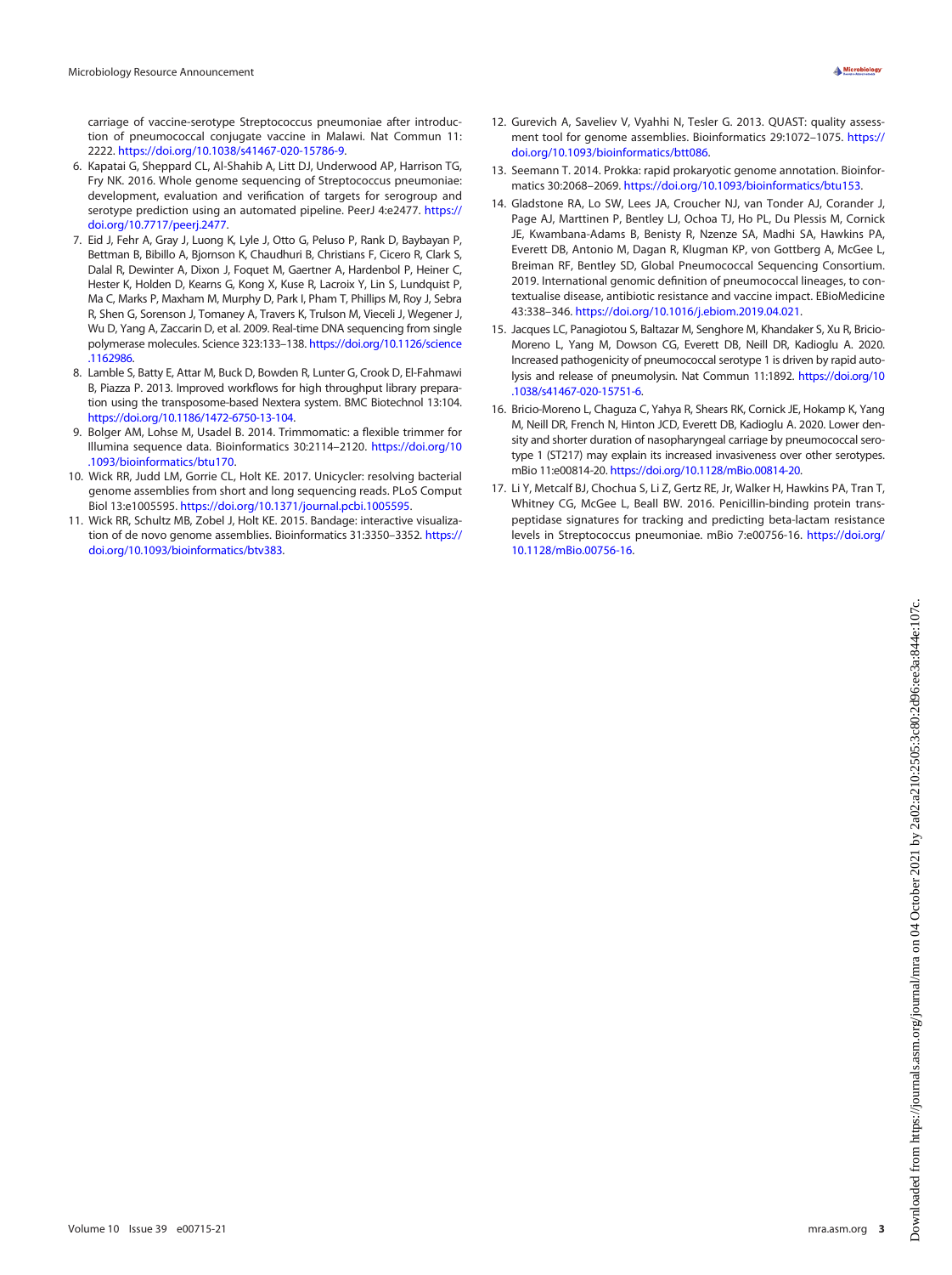carriage of vaccine-serotype Streptococcus pneumoniae after introduction of pneumococcal conjugate vaccine in Malawi. Nat Commun 11:2222. https://doi.org/10.1038/s41467-020-15786-9.

6. Kapatai G, Sheppard CL, Al-Shahib A, Litt DJ, Underwood AP, Harrison TG, Fry NK. 2016. Whole genome sequencing of Streptococcus pneumoniae: development, evaluation and verification of targets for serogroup and serotype prediction using an automated pipeline. PeerJ 4:e2477. https://doi.org/10.7717/peerj.2477.
7. Eid J, Fehr A, Gray J, Luong K, Lyle J, Otto G, Peluso P, Rank D, Baybayan P, Bettman B, Bibillo A, Bjornson K, Chaudhuri B, Christians F, Cicero R, Clark S, Dalal R, Dewinter A, Dixon J, Foquet M, Gaertner A, Hardenbol P, Heiner C, Hester K, Holden D, Kearns G, Kong X, Kuse R, Lacroix Y, Lin S, Lundquist P, Ma C, Marks P, Maxham M, Murphy D, Park I, Pham T, Phillips M, Roy J, Sebra R, Shen G, Sorenson J, Tomaney A, Travers K, Trulson M, Vieceli J, Wegener J, Wu D, Yang A, Zaccarin D, et al. 2009. Real-time DNA sequencing from single polymerase molecules. Science 323:133–138. https://doi.org/10.1126/science.1162986.
8. Lamble S, Batty E, Attar M, Buck D, Bowden R, Lunter G, Crook D, El-Fahmawi B, Piazza P. 2013. Improved workflows for high throughput library preparation using the transposome-based Nextera system. BMC Biotechnol 13:104. https://doi.org/10.1186/1472-6750-13-104.
9. Bolger AM, Lohse M, Usadel B. 2014. Trimmomatic: a flexible trimmer for Illumina sequence data. Bioinformatics 30:2114–2120. https://doi.org/10.1093/bioinformatics/btu170.
10. Wick RR, Judd LM, Gorrie CL, Holt KE. 2017. Unicycler: resolving bacterial genome assemblies from short and long sequencing reads. PLoS Comput Biol 13:e1005595. https://doi.org/10.1371/journal.pcbi.1005595.
11. Wick RR, Schultz MB, Zobel J, Holt KE. 2015. Bandage: interactive visualization of de novo genome assemblies. Bioinformatics 31:3350–3352. https://doi.org/10.1093/bioinformatics/btv383.
12. Gurevich A, Saveliev V, Vyahhi N, Tesler G. 2013. QUAST: quality assessment tool for genome assemblies. Bioinformatics 29:1072–1075. https://doi.org/10.1093/bioinformatics/btt086.
13. Seemann T. 2014. Prokka: rapid prokaryotic genome annotation. Bioinformatics 30:2068–2069. https://doi.org/10.1093/bioinformatics/btu153.
14. Gladstone RA, Lo SW, Lees JA, Croucher NJ, van Tonder AJ, Corander J, Page AJ, Marttinen P, Bentley LJ, Ochoa TJ, Ho PL, Du Plessis M, Cornick JE, Kwambana-Adams B, Benisty R, Nzenze SA, Madhi SA, Hawkins PA, Everett DB, Antonio M, Dagan R, Klugman KP, von Gottberg A, McGee L, Breiman RF, Bentley SD, Global Pneumococcal Sequencing Consortium. 2019. International genomic definition of pneumococcal lineages, to contextualise disease, antibiotic resistance and vaccine impact. EBioMedicine 43:338–346. https://doi.org/10.1016/j.ebiom.2019.04.021.
15. Jacques LC, Panagiotou S, Baltazar M, Senghore M, Khandaker S, Xu R, Bricio-Moreno L, Yang M, Dowson CG, Everett DB, Neill DR, Kadioglu A. 2020. Increased pathogenicity of pneumococcal serotype 1 is driven by rapid autolysis and release of pneumolysin. Nat Commun 11:1892. https://doi.org/10.1038/s41467-020-15751-6.
16. Bricio-Moreno L, Chaguza C, Yahya R, Shears RK, Cornick JE, Hokamp K, Yang M, Neill DR, French N, Hinton JCD, Everett DB, Kadioglu A. 2020. Lower density and shorter duration of nasopharyngeal carriage by pneumococcal serotype 1 (ST217) may explain its increased invasiveness over other serotypes. mBio 11:e00814-20. https://doi.org/10.1128/mBio.00814-20.
17. Li Y, Metcalf BJ, Chochua S, Li Z, Gertz RE, Jr, Walker H, Hawkins PA, Tran T, Whitney CG, McGee L, Beall BW. 2016. Penicillin-binding protein transpeptidase signatures for tracking and predicting beta-lactam resistance levels in Streptococcus pneumoniae. mBio 7:e00756-16. https://doi.org/10.1128/mBio.00756-16.